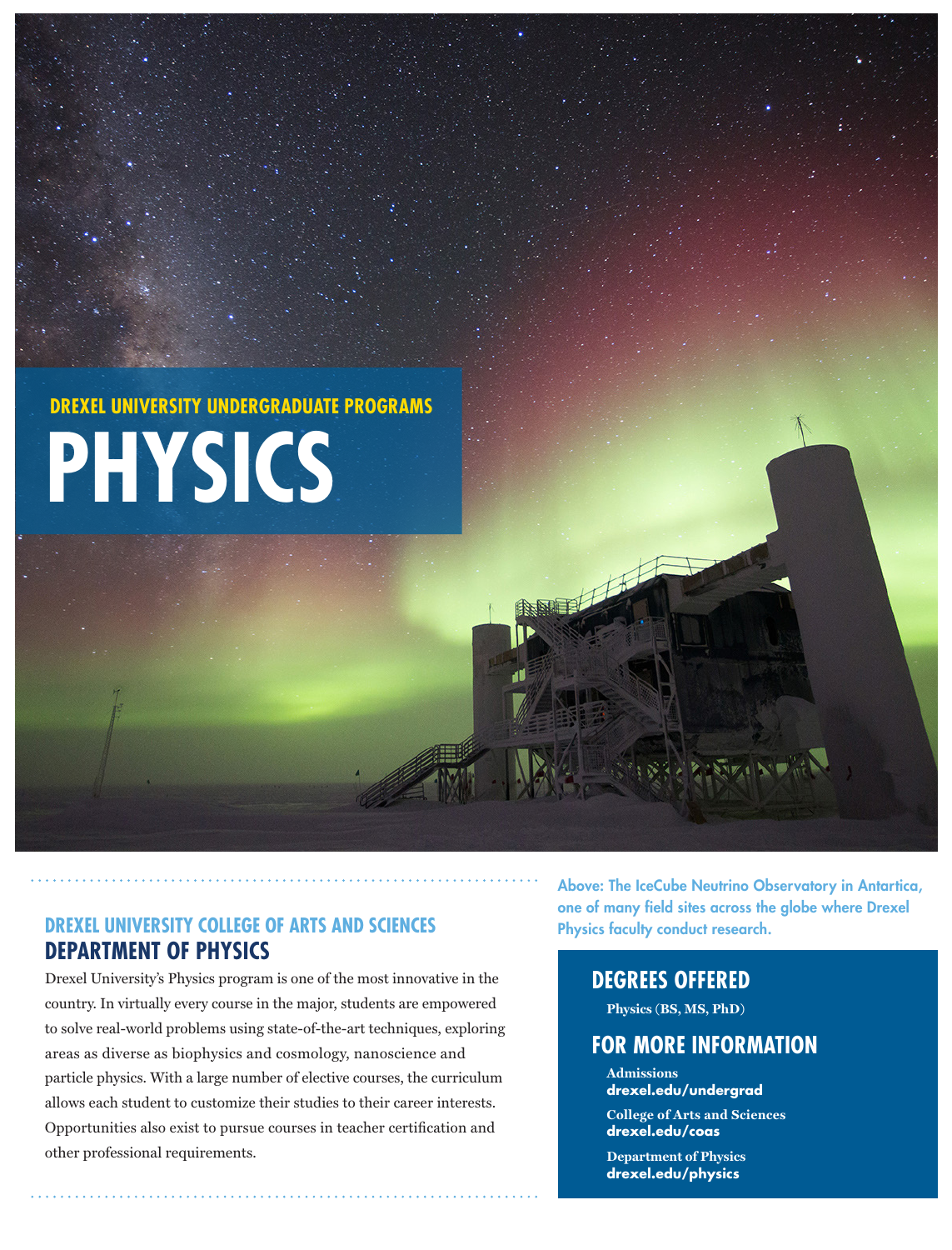DREXEL UNIVERSITY UNDERGRADUATE PROGRAMS

# PHYSICS

Above: The IceCube Neutrino Observatory in Antartica, one of many field sites across the globe where Drexel Physics faculty conduct research.

## DREXEL UNIVERSITY COLLEGE OF ARTS AND SCIENCES
## DEPARTMENT OF PHYSICS

Drexel University's Physics program is one of the most innovative in the country. In virtually every course in the major, students are empowered to solve real-world problems using state-of-the-art techniques, exploring areas as diverse as biophysics and cosmology, nanoscience and particle physics. With a large number of elective courses, the curriculum allows each student to customize their studies to their career interests. Opportunities also exist to pursue courses in teacher certification and other professional requirements.

## DEGREES OFFERED

**Physics (BS, MS, PhD)**

## FOR MORE INFORMATION

**Admissions**
**drexel.edu/undergrad**

**College of Arts and Sciences**
**drexel.edu/coas**

**Department of Physics**
**drexel.edu/physics**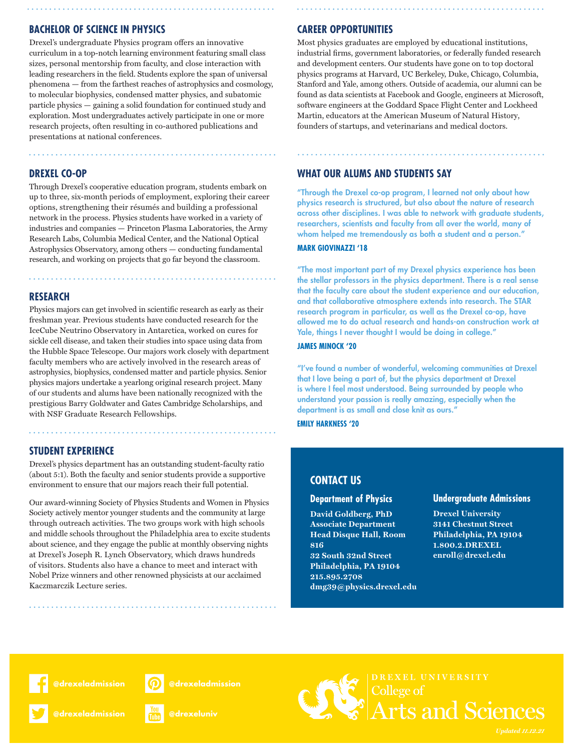## BACHELOR OF SCIENCE IN PHYSICS

Drexel's undergraduate Physics program offers an innovative curriculum in a top-notch learning environment featuring small class sizes, personal mentorship from faculty, and close interaction with leading researchers in the field. Students explore the span of universal phenomena — from the farthest reaches of astrophysics and cosmology, to molecular biophysics, condensed matter physics, and subatomic particle physics — gaining a solid foundation for continued study and exploration. Most undergraduates actively participate in one or more research projects, often resulting in co-authored publications and presentations at national conferences.

## DREXEL CO-OP

Through Drexel's cooperative education program, students embark on up to three, six-month periods of employment, exploring their career options, strengthening their résumés and building a professional network in the process. Physics students have worked in a variety of industries and companies — Princeton Plasma Laboratories, the Army Research Labs, Columbia Medical Center, and the National Optical Astrophysics Observatory, among others — conducting fundamental research, and working on projects that go far beyond the classroom.

## RESEARCH

Physics majors can get involved in scientific research as early as their freshman year. Previous students have conducted research for the IceCube Neutrino Observatory in Antarctica, worked on cures for sickle cell disease, and taken their studies into space using data from the Hubble Space Telescope. Our majors work closely with department faculty members who are actively involved in the research areas of astrophysics, biophysics, condensed matter and particle physics. Senior physics majors undertake a yearlong original research project. Many of our students and alums have been nationally recognized with the prestigious Barry Goldwater and Gates Cambridge Scholarships, and with NSF Graduate Research Fellowships.

## STUDENT EXPERIENCE

Drexel's physics department has an outstanding student-faculty ratio (about 5:1). Both the faculty and senior students provide a supportive environment to ensure that our majors reach their full potential.

Our award-winning Society of Physics Students and Women in Physics Society actively mentor younger students and the community at large through outreach activities. The two groups work with high schools and middle schools throughout the Philadelphia area to excite students about science, and they engage the public at monthly observing nights at Drexel's Joseph R. Lynch Observatory, which draws hundreds of visitors. Students also have a chance to meet and interact with Nobel Prize winners and other renowned physicists at our acclaimed Kaczmarczik Lecture series.

## CAREER OPPORTUNITIES

Most physics graduates are employed by educational institutions, industrial firms, government laboratories, or federally funded research and development centers. Our students have gone on to top doctoral physics programs at Harvard, UC Berkeley, Duke, Chicago, Columbia, Stanford and Yale, among others. Outside of academia, our alumni can be found as data scientists at Facebook and Google, engineers at Microsoft, software engineers at the Goddard Space Flight Center and Lockheed Martin, educators at the American Museum of Natural History, founders of startups, and veterinarians and medical doctors.

## WHAT OUR ALUMS AND STUDENTS SAY

"Through the Drexel co-op program, I learned not only about how physics research is structured, but also about the nature of research across other disciplines. I was able to network with graduate students, researchers, scientists and faculty from all over the world, many of whom helped me tremendously as both a student and a person."

**MARK GIOVINAZZI '18**

"The most important part of my Drexel physics experience has been the stellar professors in the physics department. There is a real sense that the faculty care about the student experience and our education, and that collaborative atmosphere extends into research. The STAR research program in particular, as well as the Drexel co-op, have allowed me to do actual research and hands-on construction work at Yale, things I never thought I would be doing in college."

**JAMES MINOCK '20**

"I've found a number of wonderful, welcoming communities at Drexel that I love being a part of, but the physics department at Drexel is where I feel most understood. Being surrounded by people who understand your passion is really amazing, especially when the department is as small and close knit as ours."

**EMILY HARKNESS '20**

## CONTACT US

### Department of Physics

**David Goldberg, PhD**
**Associate Department Head Disque Hall, Room 816**
**32 South 32nd Street**
**Philadelphia, PA 19104**
**215.895.2708**
**dmg39@physics.drexel.edu**

### Undergraduate Admissions

**Drexel University**
**3141 Chestnut Street**
**Philadelphia, PA 19104**
**1.800.2.DREXEL**
**enroll@drexel.edu**

@drexeladmission
@drexeladmission
@drexeladmission
@drexeluniv

DREXEL UNIVERSITY
College of Arts and Sciences

*Updated 11.12.21*